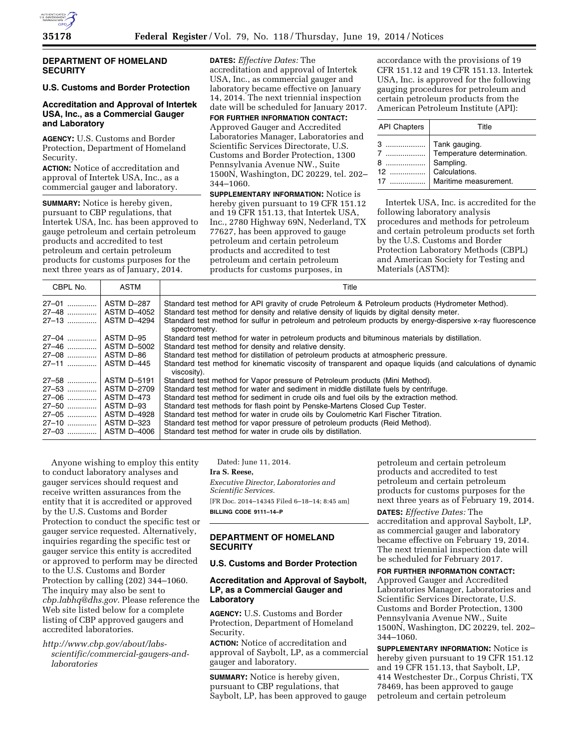## DEPARTMENT OF HOMELAND SECURITY

### U.S. Customs and Border Protection

### Accreditation and Approval of Intertek USA, Inc., as a Commercial Gauger and Laboratory

**AGENCY:** U.S. Customs and Border Protection, Department of Homeland Security.

**ACTION:** Notice of accreditation and approval of Intertek USA, Inc., as a commercial gauger and laboratory.

**SUMMARY:** Notice is hereby given, pursuant to CBP regulations, that Intertek USA, Inc. has been approved to gauge petroleum and certain petroleum products and accredited to test petroleum and certain petroleum products for customs purposes for the next three years as of January, 2014.

**DATES:** *Effective Dates:* The accreditation and approval of Intertek USA, Inc., as commercial gauger and laboratory became effective on January 14, 2014. The next triennial inspection date will be scheduled for January 2017.

**FOR FURTHER INFORMATION CONTACT:** Approved Gauger and Accredited Laboratories Manager, Laboratories and Scientific Services Directorate, U.S. Customs and Border Protection, 1300 Pennsylvania Avenue NW., Suite 1500N, Washington, DC 20229, tel. 202–344–1060.

**SUPPLEMENTARY INFORMATION:** Notice is hereby given pursuant to 19 CFR 151.12 and 19 CFR 151.13, that Intertek USA, Inc., 2780 Highway 69N, Nederland, TX 77627, has been approved to gauge petroleum and certain petroleum products and accredited to test petroleum and certain petroleum products for customs purposes, in accordance with the provisions of 19 CFR 151.12 and 19 CFR 151.13. Intertek USA, Inc. is approved for the following gauging procedures for petroleum and certain petroleum products from the American Petroleum Institute (API):

| API Chapters | Title |
|---|---|
| 3 | Tank gauging. |
| 7 | Temperature determination. |
| 8 | Sampling. |
| 12 | Calculations. |
| 17 | Maritime measurement. |

Intertek USA, Inc. is accredited for the following laboratory analysis procedures and methods for petroleum and certain petroleum products set forth by the U.S. Customs and Border Protection Laboratory Methods (CBPL) and American Society for Testing and Materials (ASTM):

| CBPL No. | ASTM | Title |
|---|---|---|
| 27–01 | ASTM D–287 | Standard test method for API gravity of crude Petroleum & Petroleum products (Hydrometer Method). |
| 27–48 | ASTM D–4052 | Standard test method for density and relative density of liquids by digital density meter. |
| 27–13 | ASTM D–4294 | Standard test method for sulfur in petroleum and petroleum products by energy-dispersive x-ray fluorescence spectrometry. |
| 27–04 | ASTM D–95 | Standard test method for water in petroleum products and bituminous materials by distillation. |
| 27–46 | ASTM D–5002 | Standard test method for density and relative density. |
| 27–08 | ASTM D–86 | Standard test method for distillation of petroleum products at atmospheric pressure. |
| 27–11 | ASTM D–445 | Standard test method for kinematic viscosity of transparent and opaque liquids (and calculations of dynamic viscosity). |
| 27–58 | ASTM D–5191 | Standard test method for Vapor pressure of Petroleum products (Mini Method). |
| 27–53 | ASTM D–2709 | Standard test method for water and sediment in middle distillate fuels by centrifuge. |
| 27–06 | ASTM D–473 | Standard test method for sediment in crude oils and fuel oils by the extraction method. |
| 27–50 | ASTM D–93 | Standard test methods for flash point by Penske-Martens Closed Cup Tester. |
| 27–05 | ASTM D–4928 | Standard test method for water in crude oils by Coulometric Karl Fischer Titration. |
| 27–10 | ASTM D–323 | Standard test method for vapor pressure of petroleum products (Reid Method). |
| 27–03 | ASTM D–4006 | Standard test method for water in crude oils by distillation. |

Anyone wishing to employ this entity to conduct laboratory analyses and gauger services should request and receive written assurances from the entity that it is accredited or approved by the U.S. Customs and Border Protection to conduct the specific test or gauger service requested. Alternatively, inquiries regarding the specific test or gauger service this entity is accredited or approved to perform may be directed to the U.S. Customs and Border Protection by calling (202) 344–1060. The inquiry may also be sent to *cbp.labhq@dhs.gov*. Please reference the Web site listed below for a complete listing of CBP approved gaugers and accredited laboratories.

*http://www.cbp.gov/about/labs-scientific/commercial-gaugers-and-laboratories*

Dated: June 11, 2014.

**Ira S. Reese,**

*Executive Director, Laboratories and Scientific Services.*

[FR Doc. 2014–14345 Filed 6–18–14; 8:45 am]

**BILLING CODE 9111–14–P**

## DEPARTMENT OF HOMELAND SECURITY

### U.S. Customs and Border Protection

### Accreditation and Approval of Saybolt, LP, as a Commercial Gauger and Laboratory

**AGENCY:** U.S. Customs and Border Protection, Department of Homeland Security.

**ACTION:** Notice of accreditation and approval of Saybolt, LP, as a commercial gauger and laboratory.

**SUMMARY:** Notice is hereby given, pursuant to CBP regulations, that Saybolt, LP, has been approved to gauge petroleum and certain petroleum products and accredited to test petroleum and certain petroleum products for customs purposes for the next three years as of February 19, 2014.

**DATES:** *Effective Dates:* The accreditation and approval Saybolt, LP, as commercial gauger and laboratory became effective on February 19, 2014. The next triennial inspection date will be scheduled for February 2017.

**FOR FURTHER INFORMATION CONTACT:** Approved Gauger and Accredited Laboratories Manager, Laboratories and Scientific Services Directorate, U.S. Customs and Border Protection, 1300 Pennsylvania Avenue NW., Suite 1500N, Washington, DC 20229, tel. 202–344–1060.

**SUPPLEMENTARY INFORMATION:** Notice is hereby given pursuant to 19 CFR 151.12 and 19 CFR 151.13, that Saybolt, LP, 414 Westchester Dr., Corpus Christi, TX 78469, has been approved to gauge petroleum and certain petroleum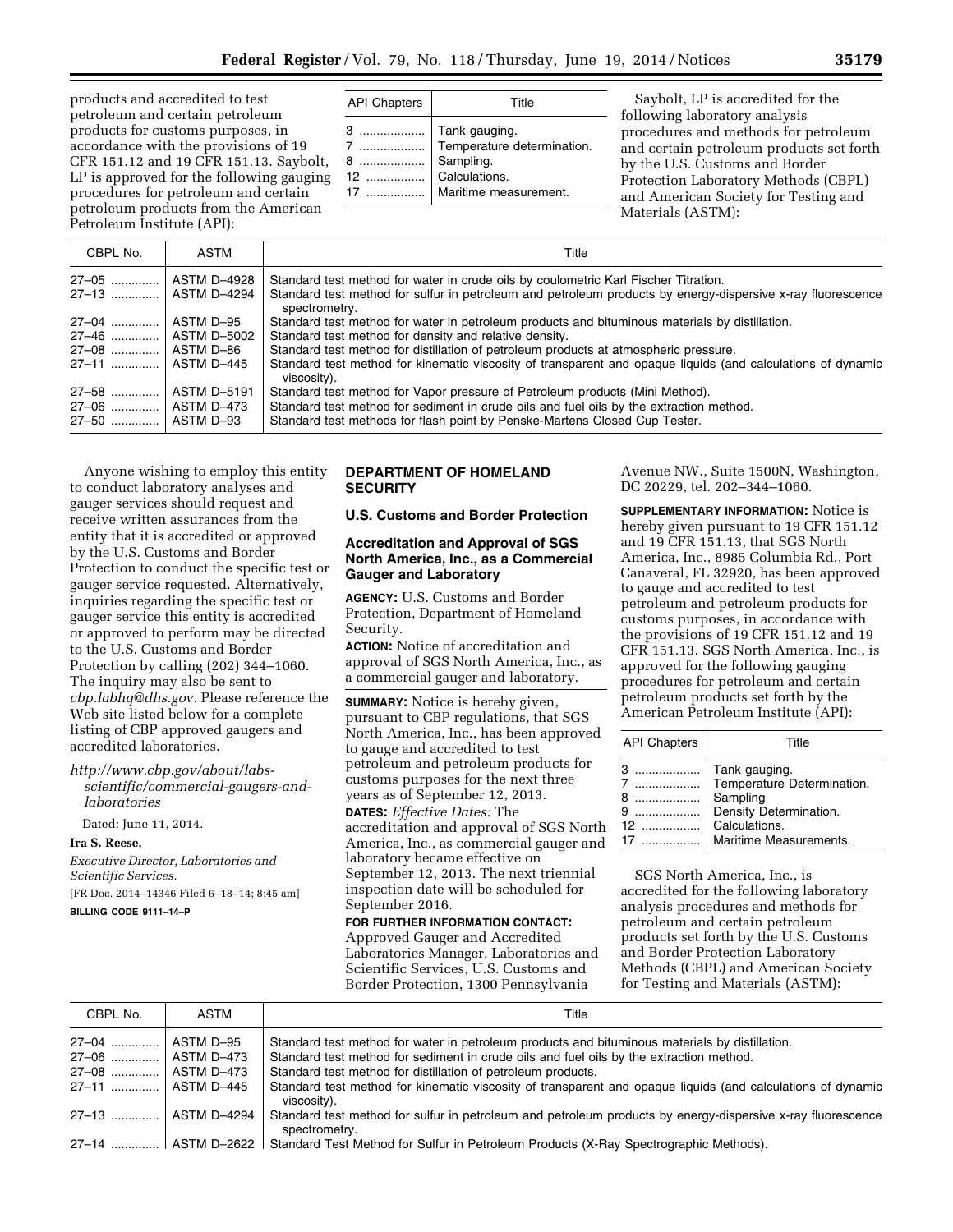products and accredited to test petroleum and certain petroleum products for customs purposes, in accordance with the provisions of 19 CFR 151.12 and 19 CFR 151.13. Saybolt, LP is approved for the following gauging procedures for petroleum and certain petroleum products from the American Petroleum Institute (API):

| API Chapters | Title |
|---|---|
| 3 | Tank gauging. |
| 7 | Temperature determination. |
| 8 | Sampling. |
| 12 | Calculations. |
| 17 | Maritime measurement. |

Saybolt, LP is accredited for the following laboratory analysis procedures and methods for petroleum and certain petroleum products set forth by the U.S. Customs and Border Protection Laboratory Methods (CBPL) and American Society for Testing and Materials (ASTM):

| CBPL No. | ASTM | Title |
|---|---|---|
| 27–05 | ASTM D–4928 | Standard test method for water in crude oils by coulometric Karl Fischer Titration. |
| 27–13 | ASTM D–4294 | Standard test method for sulfur in petroleum and petroleum products by energy-dispersive x-ray fluorescence spectrometry. |
| 27–04 | ASTM D–95 | Standard test method for water in petroleum products and bituminous materials by distillation. |
| 27–46 | ASTM D–5002 | Standard test method for density and relative density. |
| 27–08 | ASTM D–86 | Standard test method for distillation of petroleum products at atmospheric pressure. |
| 27–11 | ASTM D–445 | Standard test method for kinematic viscosity of transparent and opaque liquids (and calculations of dynamic viscosity). |
| 27–58 | ASTM D–5191 | Standard test method for Vapor pressure of Petroleum products (Mini Method). |
| 27–06 | ASTM D–473 | Standard test method for sediment in crude oils and fuel oils by the extraction method. |
| 27–50 | ASTM D–93 | Standard test methods for flash point by Penske-Martens Closed Cup Tester. |

Anyone wishing to employ this entity to conduct laboratory analyses and gauger services should request and receive written assurances from the entity that it is accredited or approved by the U.S. Customs and Border Protection to conduct the specific test or gauger service requested. Alternatively, inquiries regarding the specific test or gauger service this entity is accredited or approved to perform may be directed to the U.S. Customs and Border Protection by calling (202) 344–1060. The inquiry may also be sent to *cbp.labhq@dhs.gov.* Please reference the Web site listed below for a complete listing of CBP approved gaugers and accredited laboratories.

*http://www.cbp.gov/about/labs-scientific/commercial-gaugers-and-laboratories*

Dated: June 11, 2014.

**Ira S. Reese,**

*Executive Director, Laboratories and Scientific Services.*

[FR Doc. 2014–14346 Filed 6–18–14; 8:45 am]

**BILLING CODE 9111–14–P**

## DEPARTMENT OF HOMELAND SECURITY

### U.S. Customs and Border Protection

### Accreditation and Approval of SGS North America, Inc., as a Commercial Gauger and Laboratory

**AGENCY:** U.S. Customs and Border Protection, Department of Homeland Security.

**ACTION:** Notice of accreditation and approval of SGS North America, Inc., as a commercial gauger and laboratory.

**SUMMARY:** Notice is hereby given, pursuant to CBP regulations, that SGS North America, Inc., has been approved to gauge and accredited to test petroleum and petroleum products for customs purposes for the next three years as of September 12, 2013.

**DATES:** *Effective Dates:* The accreditation and approval of SGS North America, Inc., as commercial gauger and laboratory became effective on September 12, 2013. The next triennial inspection date will be scheduled for September 2016.

**FOR FURTHER INFORMATION CONTACT:** Approved Gauger and Accredited Laboratories Manager, Laboratories and Scientific Services, U.S. Customs and Border Protection, 1300 Pennsylvania Avenue NW., Suite 1500N, Washington, DC 20229, tel. 202–344–1060.

**SUPPLEMENTARY INFORMATION:** Notice is hereby given pursuant to 19 CFR 151.12 and 19 CFR 151.13, that SGS North America, Inc., 8985 Columbia Rd., Port Canaveral, FL 32920, has been approved to gauge and accredited to test petroleum and petroleum products for customs purposes, in accordance with the provisions of 19 CFR 151.12 and 19 CFR 151.13. SGS North America, Inc., is approved for the following gauging procedures for petroleum and certain petroleum products set forth by the American Petroleum Institute (API):

| API Chapters | Title |
|---|---|
| 3 | Tank gauging. |
| 7 | Temperature Determination. |
| 8 | Sampling |
| 9 | Density Determination. |
| 12 | Calculations. |
| 17 | Maritime Measurements. |

SGS North America, Inc., is accredited for the following laboratory analysis procedures and methods for petroleum and certain petroleum products set forth by the U.S. Customs and Border Protection Laboratory Methods (CBPL) and American Society for Testing and Materials (ASTM):

| CBPL No. | ASTM | Title |
|---|---|---|
| 27–04 | ASTM D–95 | Standard test method for water in petroleum products and bituminous materials by distillation. |
| 27–06 | ASTM D–473 | Standard test method for sediment in crude oils and fuel oils by the extraction method. |
| 27–08 | ASTM D–473 | Standard test method for distillation of petroleum products. |
| 27–11 | ASTM D–445 | Standard test method for kinematic viscosity of transparent and opaque liquids (and calculations of dynamic viscosity). |
| 27–13 | ASTM D–4294 | Standard test method for sulfur in petroleum and petroleum products by energy-dispersive x-ray fluorescence spectrometry. |
| 27–14 | ASTM D–2622 | Standard Test Method for Sulfur in Petroleum Products (X-Ray Spectrographic Methods). |